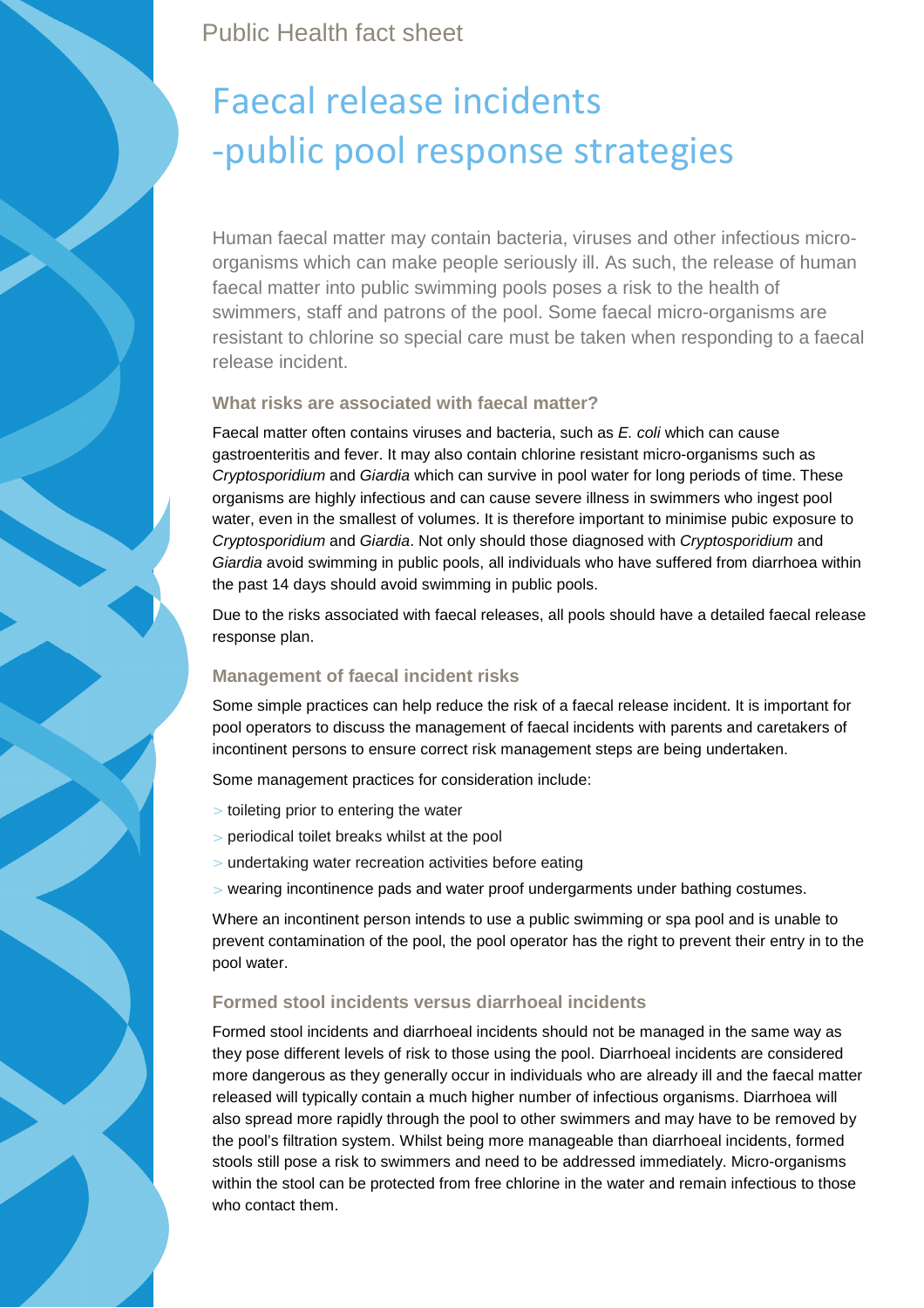Public Health fact sheet

# Faecal release incidents -public pool response strategies

Human faecal matter may contain bacteria, viruses and other infectious micro-organisms which can make people seriously ill. As such, the release of human faecal matter into public swimming pools poses a risk to the health of swimmers, staff and patrons of the pool. Some faecal micro-organisms are resistant to chlorine so special care must be taken when responding to a faecal release incident.

### What risks are associated with faecal matter?

Faecal matter often contains viruses and bacteria, such as *E. coli* which can cause gastroenteritis and fever. It may also contain chlorine resistant micro-organisms such as *Cryptosporidium* and *Giardia* which can survive in pool water for long periods of time. These organisms are highly infectious and can cause severe illness in swimmers who ingest pool water, even in the smallest of volumes. It is therefore important to minimise pubic exposure to *Cryptosporidium* and *Giardia*. Not only should those diagnosed with *Cryptosporidium* and *Giardia* avoid swimming in public pools, all individuals who have suffered from diarrhoea within the past 14 days should avoid swimming in public pools.

Due to the risks associated with faecal releases, all pools should have a detailed faecal release response plan.

### Management of faecal incident risks

Some simple practices can help reduce the risk of a faecal release incident. It is important for pool operators to discuss the management of faecal incidents with parents and caretakers of incontinent persons to ensure correct risk management steps are being undertaken.

Some management practices for consideration include:

- toileting prior to entering the water
- periodical toilet breaks whilst at the pool
- undertaking water recreation activities before eating
- wearing incontinence pads and water proof undergarments under bathing costumes.

Where an incontinent person intends to use a public swimming or spa pool and is unable to prevent contamination of the pool, the pool operator has the right to prevent their entry in to the pool water.

### Formed stool incidents versus diarrhoeal incidents

Formed stool incidents and diarrhoeal incidents should not be managed in the same way as they pose different levels of risk to those using the pool. Diarrhoeal incidents are considered more dangerous as they generally occur in individuals who are already ill and the faecal matter released will typically contain a much higher number of infectious organisms. Diarrhoea will also spread more rapidly through the pool to other swimmers and may have to be removed by the pool's filtration system. Whilst being more manageable than diarrhoeal incidents, formed stools still pose a risk to swimmers and need to be addressed immediately. Micro-organisms within the stool can be protected from free chlorine in the water and remain infectious to those who contact them.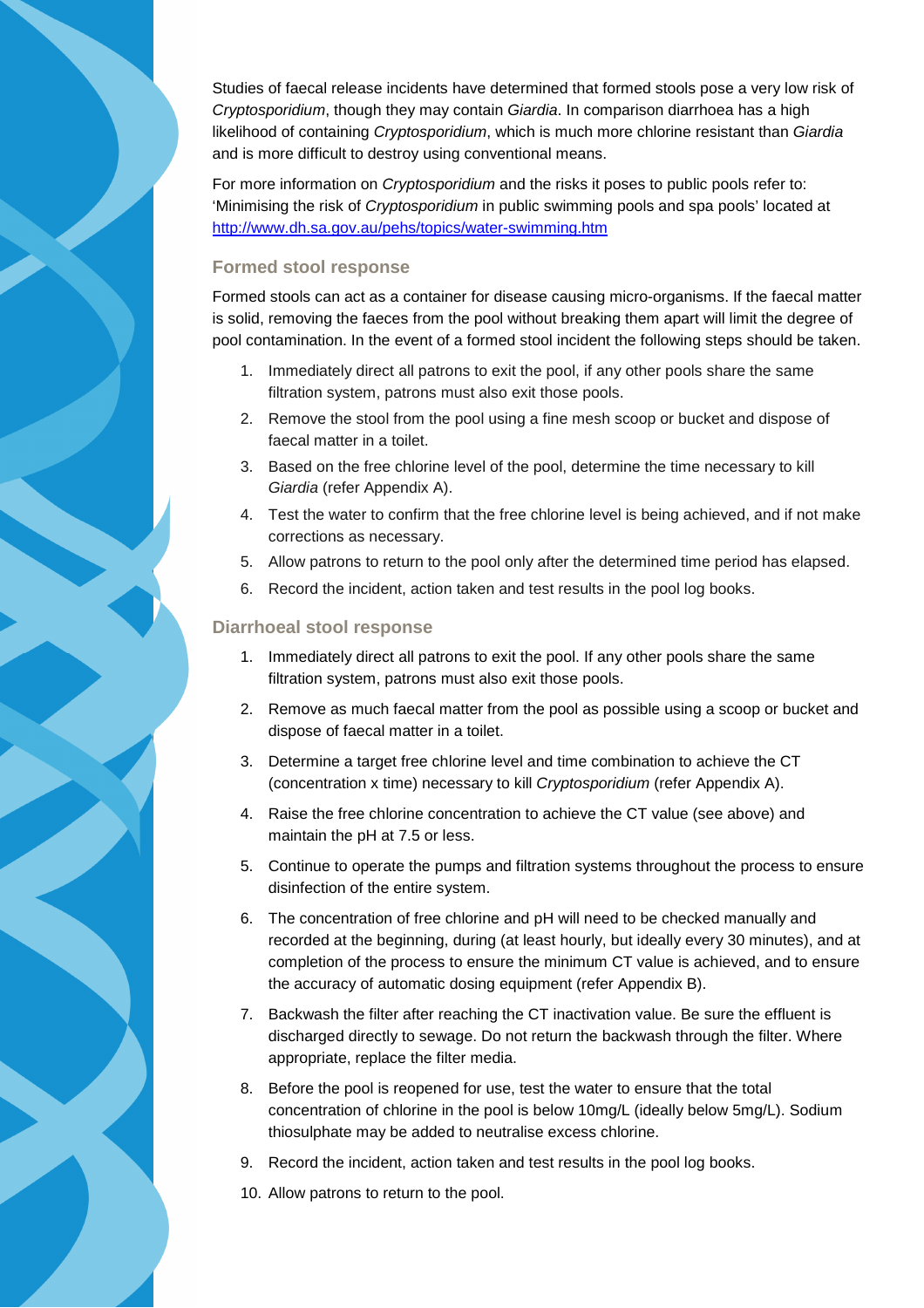Studies of faecal release incidents have determined that formed stools pose a very low risk of *Cryptosporidium*, though they may contain *Giardia*. In comparison diarrhoea has a high likelihood of containing *Cryptosporidium*, which is much more chlorine resistant than *Giardia* and is more difficult to destroy using conventional means.

For more information on *Cryptosporidium* and the risks it poses to public pools refer to: 'Minimising the risk of *Cryptosporidium* in public swimming pools and spa pools' located at [http://www.dh.sa.gov.au/pehs/topics/water-swimming.htm](http://www.dh.sa.gov.au/pehs/topics/water-swimming.htm)

### Formed stool response

Formed stools can act as a container for disease causing micro-organisms. If the faecal matter is solid, removing the faeces from the pool without breaking them apart will limit the degree of pool contamination. In the event of a formed stool incident the following steps should be taken.

1. Immediately direct all patrons to exit the pool, if any other pools share the same filtration system, patrons must also exit those pools.
2. Remove the stool from the pool using a fine mesh scoop or bucket and dispose of faecal matter in a toilet.
3. Based on the free chlorine level of the pool, determine the time necessary to kill *Giardia* (refer Appendix A).
4. Test the water to confirm that the free chlorine level is being achieved, and if not make corrections as necessary.
5. Allow patrons to return to the pool only after the determined time period has elapsed.
6. Record the incident, action taken and test results in the pool log books.

### Diarrhoeal stool response

1. Immediately direct all patrons to exit the pool. If any other pools share the same filtration system, patrons must also exit those pools.
2. Remove as much faecal matter from the pool as possible using a scoop or bucket and dispose of faecal matter in a toilet.
3. Determine a target free chlorine level and time combination to achieve the CT (concentration x time) necessary to kill *Cryptosporidium* (refer Appendix A).
4. Raise the free chlorine concentration to achieve the CT value (see above) and maintain the pH at 7.5 or less.
5. Continue to operate the pumps and filtration systems throughout the process to ensure disinfection of the entire system.
6. The concentration of free chlorine and pH will need to be checked manually and recorded at the beginning, during (at least hourly, but ideally every 30 minutes), and at completion of the process to ensure the minimum CT value is achieved, and to ensure the accuracy of automatic dosing equipment (refer Appendix B).
7. Backwash the filter after reaching the CT inactivation value. Be sure the effluent is discharged directly to sewage. Do not return the backwash through the filter. Where appropriate, replace the filter media.
8. Before the pool is reopened for use, test the water to ensure that the total concentration of chlorine in the pool is below 10mg/L (ideally below 5mg/L). Sodium thiosulphate may be added to neutralise excess chlorine.
9. Record the incident, action taken and test results in the pool log books.
10. Allow patrons to return to the pool.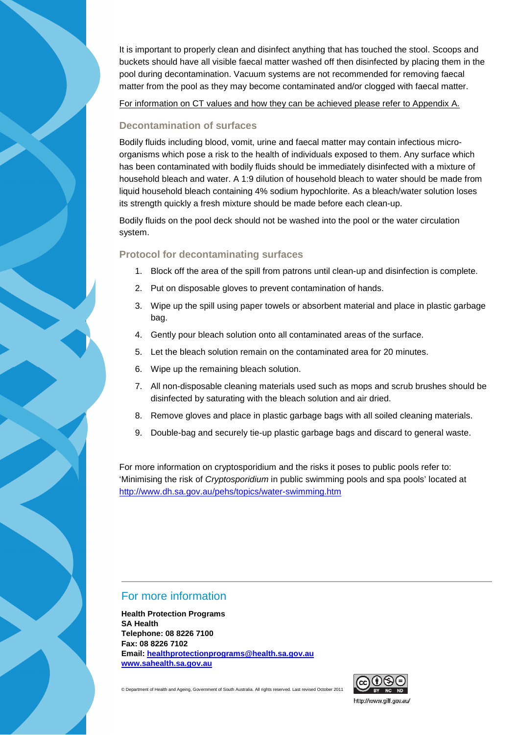It is important to properly clean and disinfect anything that has touched the stool. Scoops and buckets should have all visible faecal matter washed off then disinfected by placing them in the pool during decontamination. Vacuum systems are not recommended for removing faecal matter from the pool as they may become contaminated and/or clogged with faecal matter.

For information on CT values and how they can be achieved please refer to Appendix A.

### Decontamination of surfaces

Bodily fluids including blood, vomit, urine and faecal matter may contain infectious micro-organisms which pose a risk to the health of individuals exposed to them. Any surface which has been contaminated with bodily fluids should be immediately disinfected with a mixture of household bleach and water. A 1:9 dilution of household bleach to water should be made from liquid household bleach containing 4% sodium hypochlorite. As a bleach/water solution loses its strength quickly a fresh mixture should be made before each clean-up.

Bodily fluids on the pool deck should not be washed into the pool or the water circulation system.

### Protocol for decontaminating surfaces

1. Block off the area of the spill from patrons until clean-up and disinfection is complete.
2. Put on disposable gloves to prevent contamination of hands.
3. Wipe up the spill using paper towels or absorbent material and place in plastic garbage bag.
4. Gently pour bleach solution onto all contaminated areas of the surface.
5. Let the bleach solution remain on the contaminated area for 20 minutes.
6. Wipe up the remaining bleach solution.
7. All non-disposable cleaning materials used such as mops and scrub brushes should be disinfected by saturating with the bleach solution and air dried.
8. Remove gloves and place in plastic garbage bags with all soiled cleaning materials.
9. Double-bag and securely tie-up plastic garbage bags and discard to general waste.

For more information on cryptosporidium and the risks it poses to public pools refer to: 'Minimising the risk of *Cryptosporidium* in public swimming pools and spa pools' located at http://www.dh.sa.gov.au/pehs/topics/water-swimming.htm

## For more information

**Health Protection Programs**
**SA Health**
**Telephone: 08 8226 7100**
**Fax: 08 8226 7102**
**Email: healthprotectionprograms@health.sa.gov.au**
**www.sahealth.sa.gov.au**

© Department of Health and Ageing, Government of South Australia. All rights reserved. Last revised October 2011

http://www.gilf.gov.au/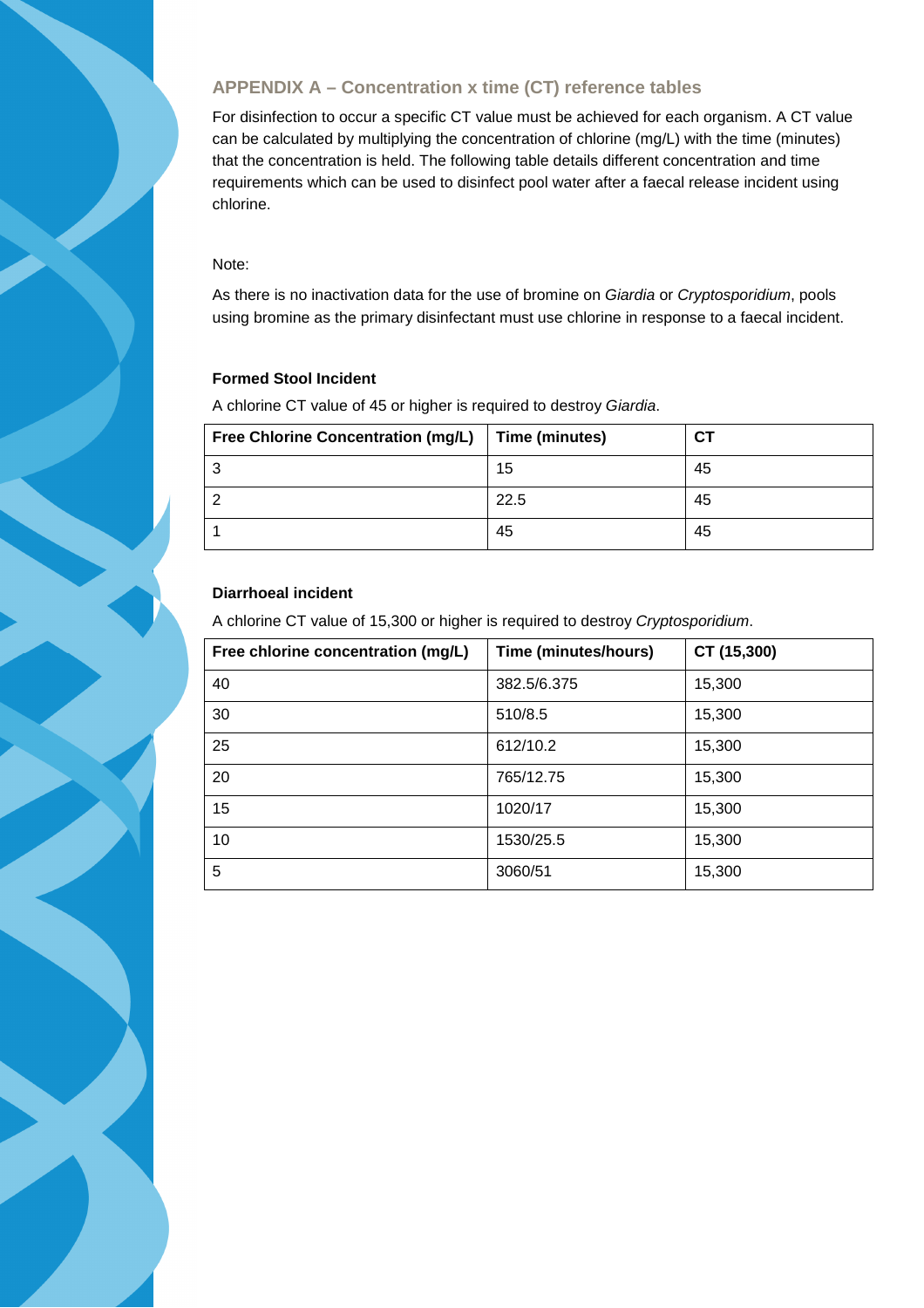## APPENDIX A – Concentration x time (CT) reference tables

For disinfection to occur a specific CT value must be achieved for each organism. A CT value can be calculated by multiplying the concentration of chlorine (mg/L) with the time (minutes) that the concentration is held. The following table details different concentration and time requirements which can be used to disinfect pool water after a faecal release incident using chlorine.

Note:

As there is no inactivation data for the use of bromine on *Giardia* or *Cryptosporidium*, pools using bromine as the primary disinfectant must use chlorine in response to a faecal incident.

**Formed Stool Incident**

A chlorine CT value of 45 or higher is required to destroy *Giardia*.

| Free Chlorine Concentration (mg/L) | Time (minutes) | CT |
|---|---|---|
| 3 | 15 | 45 |
| 2 | 22.5 | 45 |
| 1 | 45 | 45 |

**Diarrhoeal incident**

A chlorine CT value of 15,300 or higher is required to destroy *Cryptosporidium*.

| Free chlorine concentration (mg/L) | Time (minutes/hours) | CT (15,300) |
|---|---|---|
| 40 | 382.5/6.375 | 15,300 |
| 30 | 510/8.5 | 15,300 |
| 25 | 612/10.2 | 15,300 |
| 20 | 765/12.75 | 15,300 |
| 15 | 1020/17 | 15,300 |
| 10 | 1530/25.5 | 15,300 |
| 5 | 3060/51 | 15,300 |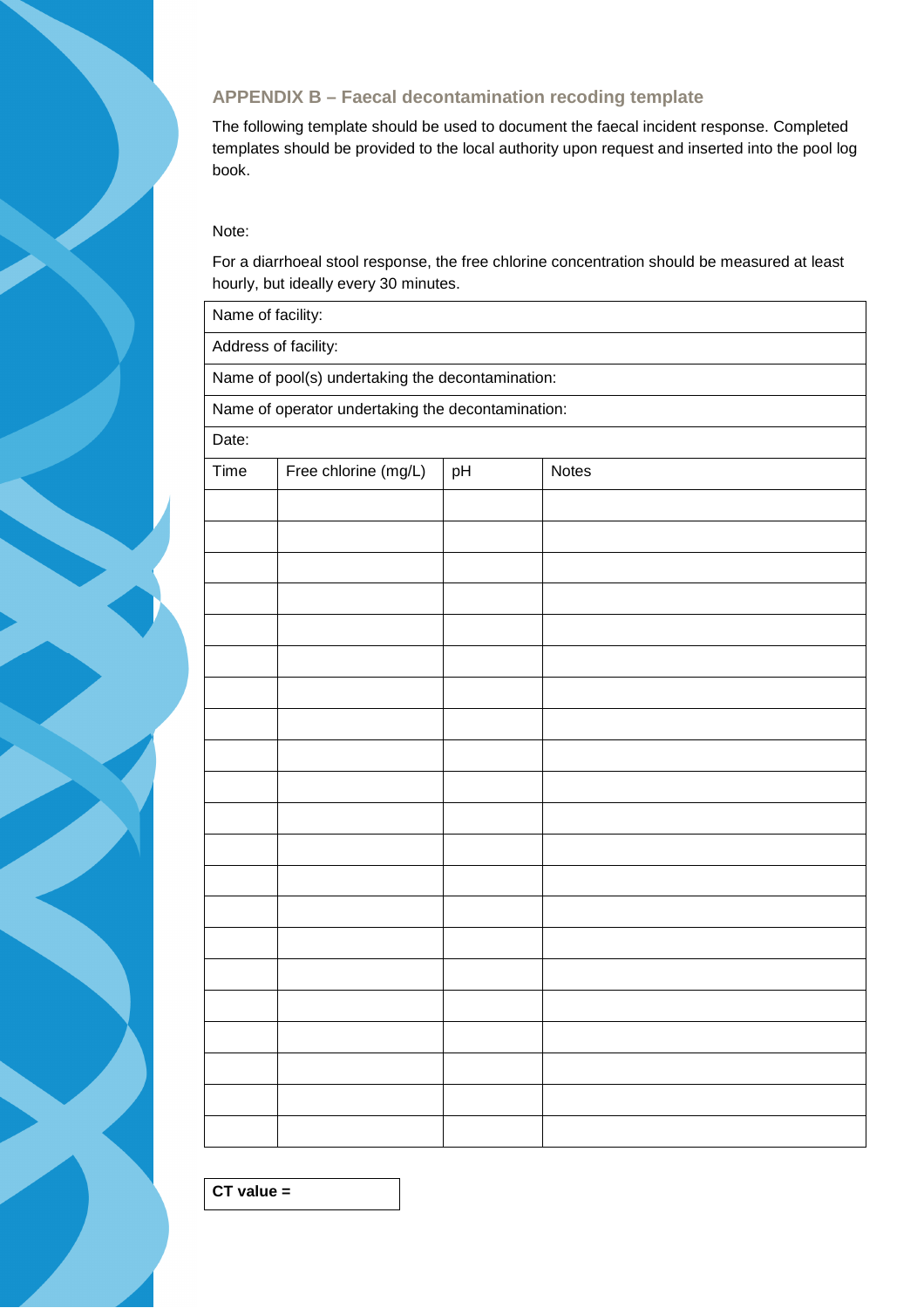## APPENDIX B – Faecal decontamination recoding template

The following template should be used to document the faecal incident response. Completed templates should be provided to the local authority upon request and inserted into the pool log book.

Note:

For a diarrhoeal stool response, the free chlorine concentration should be measured at least hourly, but ideally every 30 minutes.

| | | | |
|---|---|---|---|
| Name of facility: | | | |
| Address of facility: | | | |
| Name of pool(s) undertaking the decontamination: | | | |
| Name of operator undertaking the decontamination: | | | |
| Date: | | | |
| Time | Free chlorine (mg/L) | pH | Notes |
| | | | |
| | | | |
| | | | |
| | | | |
| | | | |
| | | | |
| | | | |
| | | | |
| | | | |
| | | | |
| | | | |
| | | | |
| | | | |
| | | | |
| | | | |
| | | | |
| | | | |
| | | | |
| | | | |
| | | | |
| | | | |

| |
|---|
| **CT value =** |